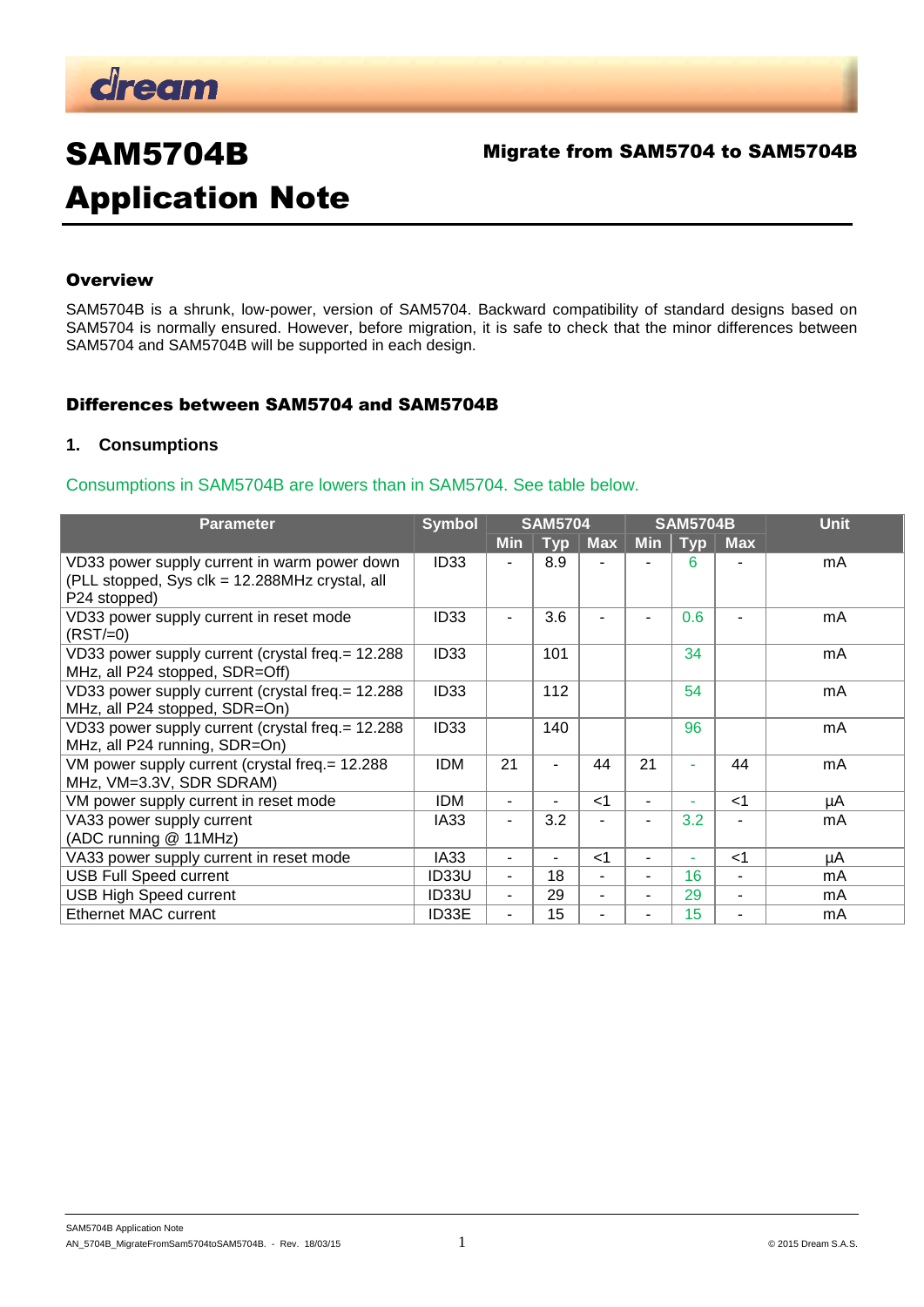# SAM5704B Application Note

**Migrate from SAM5704 to SAM5704B**

## Overview

SAM5704B is a shrunk, low-power, version of SAM5704. Backward compatibility of standard designs based on SAM5704 is normally ensured. However, before migration, it is safe to check that the minor differences between SAM5704 and SAM5704B will be supported in each design.

## Differences between SAM5704 and SAM5704B

### 1. Consumptions

Consumptions in SAM5704B are lowers than in SAM5704. See table below.

| Parameter | Symbol | SAM5704 | | | SAM5704B | | | Unit |
|---|---|---|---|---|---|---|---|---|
| | | Min | Typ | Max | Min | Typ | Max | |
| VD33 power supply current in warm power down (PLL stopped, Sys clk = 12.288MHz crystal, all P24 stopped) | ID33 | - | 8.9 | - | - | 6 | - | mA |
| VD33 power supply current in reset mode (RST/=0) | ID33 | - | 3.6 | - | - | 0.6 | - | mA |
| VD33 power supply current (crystal freq.= 12.288 MHz, all P24 stopped, SDR=Off) | ID33 | | 101 | | | 34 | | mA |
| VD33 power supply current (crystal freq.= 12.288 MHz, all P24 stopped, SDR=On) | ID33 | | 112 | | | 54 | | mA |
| VD33 power supply current (crystal freq.= 12.288 MHz, all P24 running, SDR=On) | ID33 | | 140 | | | 96 | | mA |
| VM power supply current (crystal freq.= 12.288 MHz, VM=3.3V, SDR SDRAM) | IDM | 21 | - | 44 | 21 | - | 44 | mA |
| VM power supply current in reset mode | IDM | - | - | <1 | - | - | <1 | µA |
| VA33 power supply current (ADC running @ 11MHz) | IA33 | - | 3.2 | - | - | 3.2 | - | mA |
| VA33 power supply current in reset mode | IA33 | - | - | <1 | - | - | <1 | µA |
| USB Full Speed current | ID33U | - | 18 | - | - | 16 | - | mA |
| USB High Speed current | ID33U | - | 29 | - | - | 29 | - | mA |
| Ethernet MAC current | ID33E | - | 15 | - | - | 15 | - | mA |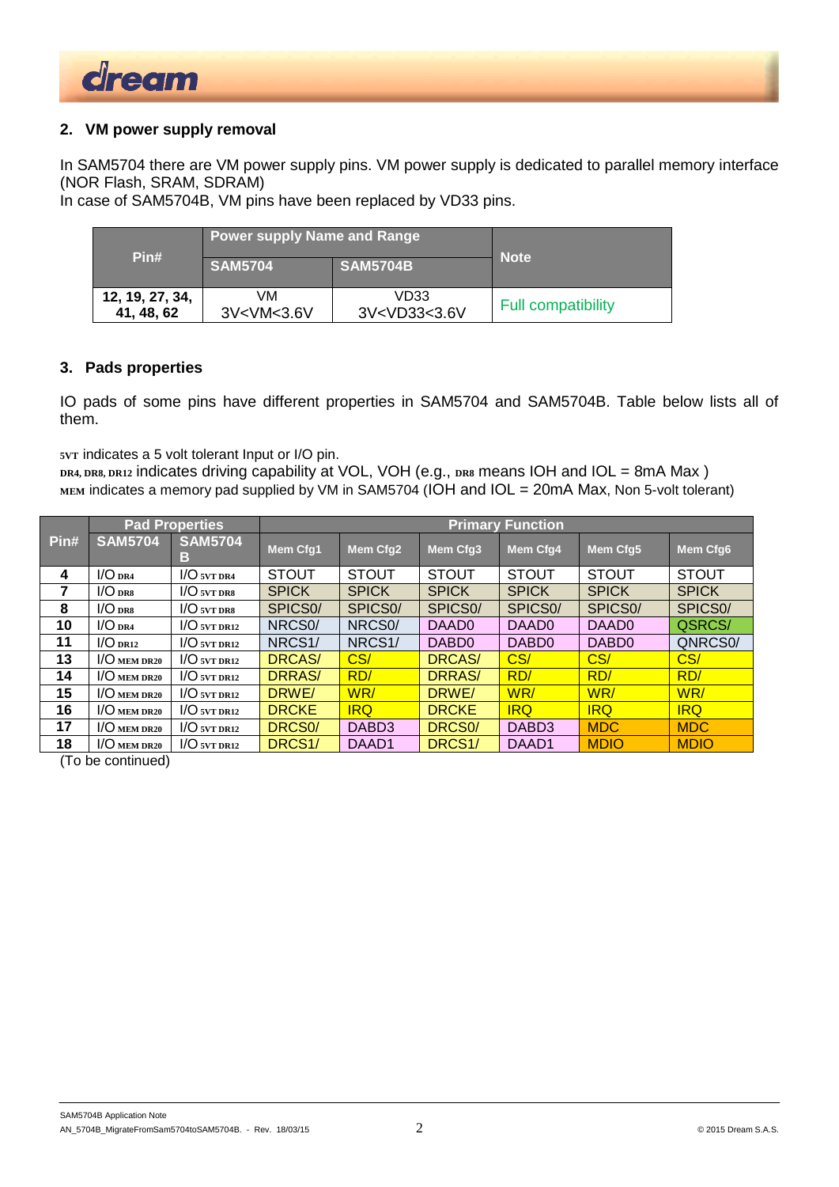## 2. VM power supply removal

In SAM5704 there are VM power supply pins. VM power supply is dedicated to parallel memory interface (NOR Flash, SRAM, SDRAM)
In case of SAM5704B, VM pins have been replaced by VD33 pins.

| Pin# | Power supply Name and Range | | Note |
|---|---|---|---|
| | SAM5704 | SAM5704B | |
| 12, 19, 27, 34, 41, 48, 62 | VM 3V<VM<3.6V | VD33 3V<VD33<3.6V | Full compatibility |

## 3. Pads properties

IO pads of some pins have different properties in SAM5704 and SAM5704B. Table below lists all of them.

5VT indicates a 5 volt tolerant Input or I/O pin.
DR4, DR8, DR12 indicates driving capability at VOL, VOH (e.g., DR8 means IOH and IOL = 8mA Max )
MEM indicates a memory pad supplied by VM in SAM5704 (IOH and IOL = 20mA Max, Non 5-volt tolerant)

| Pin# | Pad Properties | | Primary Function | | | | | |
|---|---|---|---|---|---|---|---|---|
| | SAM5704 | SAM5704B | Mem Cfg1 | Mem Cfg2 | Mem Cfg3 | Mem Cfg4 | Mem Cfg5 | Mem Cfg6 |
| 4 | I/O DR4 | I/O 5VT DR4 | STOUT | STOUT | STOUT | STOUT | STOUT | STOUT |
| 7 | I/O DR8 | I/O 5VT DR8 | SPICK | SPICK | SPICK | SPICK | SPICK | SPICK |
| 8 | I/O DR8 | I/O 5VT DR8 | SPICS0/ | SPICS0/ | SPICS0/ | SPICS0/ | SPICS0/ | SPICS0/ |
| 10 | I/O DR4 | I/O 5VT DR12 | NRCS0/ | NRCS0/ | DAAD0 | DAAD0 | DAAD0 | QSRCS/ |
| 11 | I/O DR12 | I/O 5VT DR12 | NRCS1/ | NRCS1/ | DABD0 | DABD0 | DABD0 | QNRCS0/ |
| 13 | I/O MEM DR20 | I/O 5VT DR12 | DRCAS/ | CS/ | DRCAS/ | CS/ | CS/ | CS/ |
| 14 | I/O MEM DR20 | I/O 5VT DR12 | DRRAS/ | RD/ | DRRAS/ | RD/ | RD/ | RD/ |
| 15 | I/O MEM DR20 | I/O 5VT DR12 | DRWE/ | WR/ | DRWE/ | WR/ | WR/ | WR/ |
| 16 | I/O MEM DR20 | I/O 5VT DR12 | DRCKE | IRQ | DRCKE | IRQ | IRQ | IRQ |
| 17 | I/O MEM DR20 | I/O 5VT DR12 | DRCS0/ | DABD3 | DRCS0/ | DABD3 | MDC | MDC |
| 18 | I/O MEM DR20 | I/O 5VT DR12 | DRCS1/ | DAAD1 | DRCS1/ | DAAD1 | MDIO | MDIO |

(To be continued)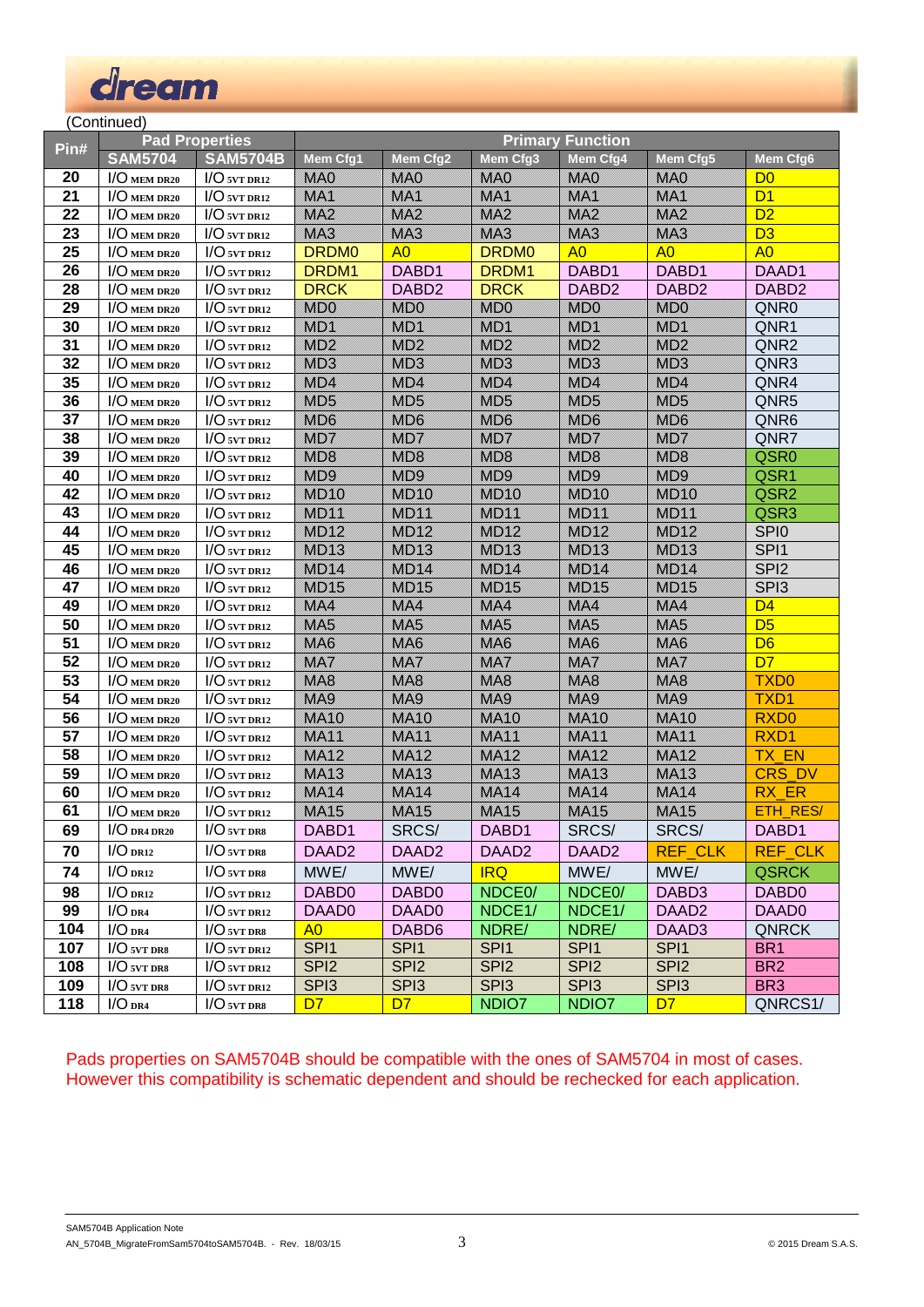(Continued)

| Pin# | Pad Properties | | Primary Function | | | | | |
|---|---|---|---|---|---|---|---|---|
| | SAM5704 | SAM5704B | Mem Cfg1 | Mem Cfg2 | Mem Cfg3 | Mem Cfg4 | Mem Cfg5 | Mem Cfg6 |
| 20 | I/O MEM DR20 | I/O 5VT DR12 | MA0 | MA0 | MA0 | MA0 | MA0 | D0 |
| 21 | I/O MEM DR20 | I/O 5VT DR12 | MA1 | MA1 | MA1 | MA1 | MA1 | D1 |
| 22 | I/O MEM DR20 | I/O 5VT DR12 | MA2 | MA2 | MA2 | MA2 | MA2 | D2 |
| 23 | I/O MEM DR20 | I/O 5VT DR12 | MA3 | MA3 | MA3 | MA3 | MA3 | D3 |
| 25 | I/O MEM DR20 | I/O 5VT DR12 | DRDM0 | A0 | DRDM0 | A0 | A0 | A0 |
| 26 | I/O MEM DR20 | I/O 5VT DR12 | DRDM1 | DABD1 | DRDM1 | DABD1 | DABD1 | DAAD1 |
| 28 | I/O MEM DR20 | I/O 5VT DR12 | DRCK | DABD2 | DRCK | DABD2 | DABD2 | DABD2 |
| 29 | I/O MEM DR20 | I/O 5VT DR12 | MD0 | MD0 | MD0 | MD0 | MD0 | QNR0 |
| 30 | I/O MEM DR20 | I/O 5VT DR12 | MD1 | MD1 | MD1 | MD1 | MD1 | QNR1 |
| 31 | I/O MEM DR20 | I/O 5VT DR12 | MD2 | MD2 | MD2 | MD2 | MD2 | QNR2 |
| 32 | I/O MEM DR20 | I/O 5VT DR12 | MD3 | MD3 | MD3 | MD3 | MD3 | QNR3 |
| 35 | I/O MEM DR20 | I/O 5VT DR12 | MD4 | MD4 | MD4 | MD4 | MD4 | QNR4 |
| 36 | I/O MEM DR20 | I/O 5VT DR12 | MD5 | MD5 | MD5 | MD5 | MD5 | QNR5 |
| 37 | I/O MEM DR20 | I/O 5VT DR12 | MD6 | MD6 | MD6 | MD6 | MD6 | QNR6 |
| 38 | I/O MEM DR20 | I/O 5VT DR12 | MD7 | MD7 | MD7 | MD7 | MD7 | QNR7 |
| 39 | I/O MEM DR20 | I/O 5VT DR12 | MD8 | MD8 | MD8 | MD8 | MD8 | QSR0 |
| 40 | I/O MEM DR20 | I/O 5VT DR12 | MD9 | MD9 | MD9 | MD9 | MD9 | QSR1 |
| 42 | I/O MEM DR20 | I/O 5VT DR12 | MD10 | MD10 | MD10 | MD10 | MD10 | QSR2 |
| 43 | I/O MEM DR20 | I/O 5VT DR12 | MD11 | MD11 | MD11 | MD11 | MD11 | QSR3 |
| 44 | I/O MEM DR20 | I/O 5VT DR12 | MD12 | MD12 | MD12 | MD12 | MD12 | SPI0 |
| 45 | I/O MEM DR20 | I/O 5VT DR12 | MD13 | MD13 | MD13 | MD13 | MD13 | SPI1 |
| 46 | I/O MEM DR20 | I/O 5VT DR12 | MD14 | MD14 | MD14 | MD14 | MD14 | SPI2 |
| 47 | I/O MEM DR20 | I/O 5VT DR12 | MD15 | MD15 | MD15 | MD15 | MD15 | SPI3 |
| 49 | I/O MEM DR20 | I/O 5VT DR12 | MA4 | MA4 | MA4 | MA4 | MA4 | D4 |
| 50 | I/O MEM DR20 | I/O 5VT DR12 | MA5 | MA5 | MA5 | MA5 | MA5 | D5 |
| 51 | I/O MEM DR20 | I/O 5VT DR12 | MA6 | MA6 | MA6 | MA6 | MA6 | D6 |
| 52 | I/O MEM DR20 | I/O 5VT DR12 | MA7 | MA7 | MA7 | MA7 | MA7 | D7 |
| 53 | I/O MEM DR20 | I/O 5VT DR12 | MA8 | MA8 | MA8 | MA8 | MA8 | TXD0 |
| 54 | I/O MEM DR20 | I/O 5VT DR12 | MA9 | MA9 | MA9 | MA9 | MA9 | TXD1 |
| 56 | I/O MEM DR20 | I/O 5VT DR12 | MA10 | MA10 | MA10 | MA10 | MA10 | RXD0 |
| 57 | I/O MEM DR20 | I/O 5VT DR12 | MA11 | MA11 | MA11 | MA11 | MA11 | RXD1 |
| 58 | I/O MEM DR20 | I/O 5VT DR12 | MA12 | MA12 | MA12 | MA12 | MA12 | TX_EN |
| 59 | I/O MEM DR20 | I/O 5VT DR12 | MA13 | MA13 | MA13 | MA13 | MA13 | CRS_DV |
| 60 | I/O MEM DR20 | I/O 5VT DR12 | MA14 | MA14 | MA14 | MA14 | MA14 | RX_ER |
| 61 | I/O MEM DR20 | I/O 5VT DR12 | MA15 | MA15 | MA15 | MA15 | MA15 | ETH_RES/ |
| 69 | I/O DR4 DR20 | I/O 5VT DR8 | DABD1 | SRCS/ | DABD1 | SRCS/ | SRCS/ | DABD1 |
| 70 | I/O DR12 | I/O 5VT DR8 | DAAD2 | DAAD2 | DAAD2 | DAAD2 | REF_CLK | REF_CLK |
| 74 | I/O DR12 | I/O 5VT DR8 | MWE/ | MWE/ | IRQ | MWE/ | MWE/ | QSRCK |
| 98 | I/O DR12 | I/O 5VT DR12 | DABD0 | DABD0 | NDCE0/ | NDCE0/ | DABD3 | DABD0 |
| 99 | I/O DR4 | I/O 5VT DR12 | DAAD0 | DAAD0 | NDCE1/ | NDCE1/ | DAAD2 | DAAD0 |
| 104 | I/O DR4 | I/O 5VT DR8 | A0 | DABD6 | NDRE/ | NDRE/ | DAAD3 | QNRCK |
| 107 | I/O 5VT DR8 | I/O 5VT DR12 | SPI1 | SPI1 | SPI1 | SPI1 | SPI1 | BR1 |
| 108 | I/O 5VT DR8 | I/O 5VT DR12 | SPI2 | SPI2 | SPI2 | SPI2 | SPI2 | BR2 |
| 109 | I/O 5VT DR8 | I/O 5VT DR12 | SPI3 | SPI3 | SPI3 | SPI3 | SPI3 | BR3 |
| 118 | I/O DR4 | I/O 5VT DR8 | D7 | D7 | NDIO7 | NDIO7 | D7 | QNRCS1/ |

Pads properties on SAM5704B should be compatible with the ones of SAM5704 in most of cases. However this compatibility is schematic dependent and should be rechecked for each application.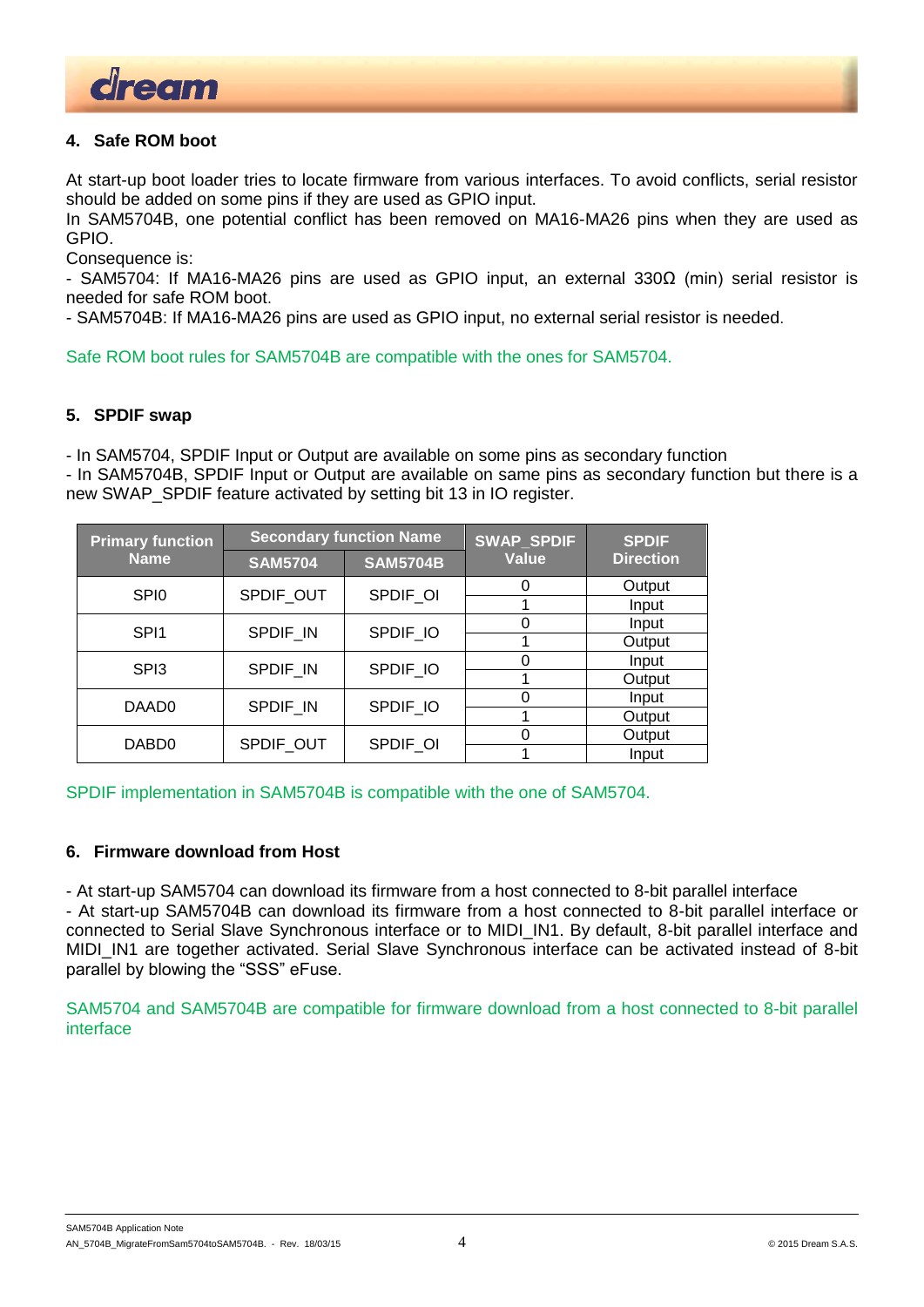## 4. Safe ROM boot

At start-up boot loader tries to locate firmware from various interfaces. To avoid conflicts, serial resistor should be added on some pins if they are used as GPIO input.
In SAM5704B, one potential conflict has been removed on MA16-MA26 pins when they are used as GPIO.
Consequence is:
- SAM5704: If MA16-MA26 pins are used as GPIO input, an external 330Ω (min) serial resistor is needed for safe ROM boot.
- SAM5704B: If MA16-MA26 pins are used as GPIO input, no external serial resistor is needed.

Safe ROM boot rules for SAM5704B are compatible with the ones for SAM5704.

## 5. SPDIF swap

- In SAM5704, SPDIF Input or Output are available on some pins as secondary function
- In SAM5704B, SPDIF Input or Output are available on same pins as secondary function but there is a new SWAP_SPDIF feature activated by setting bit 13 in IO register.

| Primary function Name | Secondary function Name | | SWAP_SPDIF Value | SPDIF Direction |
|---|---|---|---|---|
| | SAM5704 | SAM5704B | | |
| SPI0 | SPDIF_OUT | SPDIF_OI | 0 | Output |
| | | | 1 | Input |
| SPI1 | SPDIF_IN | SPDIF_IO | 0 | Input |
| | | | 1 | Output |
| SPI3 | SPDIF_IN | SPDIF_IO | 0 | Input |
| | | | 1 | Output |
| DAAD0 | SPDIF_IN | SPDIF_IO | 0 | Input |
| | | | 1 | Output |
| DABD0 | SPDIF_OUT | SPDIF_OI | 0 | Output |
| | | | 1 | Input |

SPDIF implementation in SAM5704B is compatible with the one of SAM5704.

## 6. Firmware download from Host

- At start-up SAM5704 can download its firmware from a host connected to 8-bit parallel interface
- At start-up SAM5704B can download its firmware from a host connected to 8-bit parallel interface or connected to Serial Slave Synchronous interface or to MIDI_IN1. By default, 8-bit parallel interface and MIDI_IN1 are together activated. Serial Slave Synchronous interface can be activated instead of 8-bit parallel by blowing the “SSS” eFuse.

SAM5704 and SAM5704B are compatible for firmware download from a host connected to 8-bit parallel interface